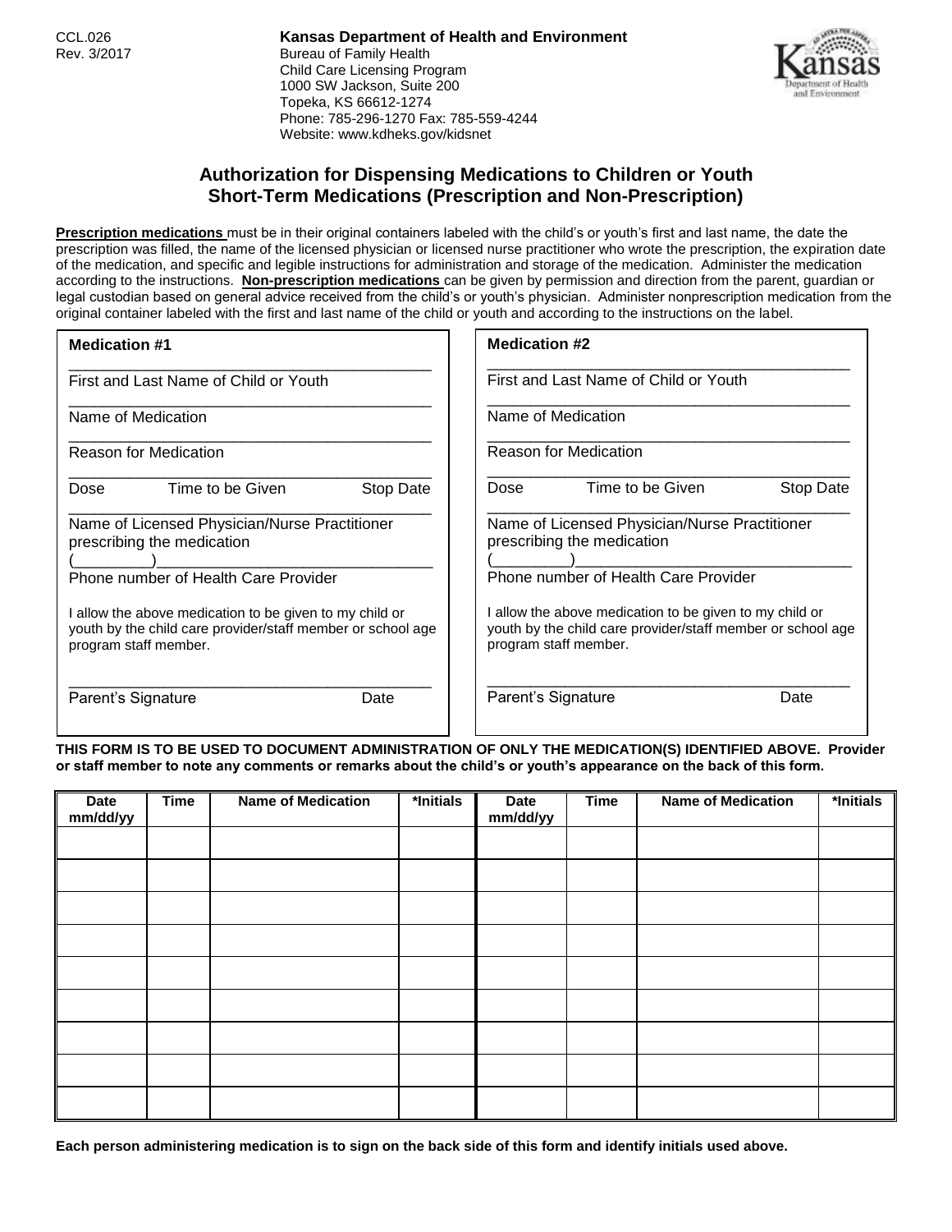CCL.026
Rev. 3/2017

**Kansas Department of Health and Environment**
Bureau of Family Health
Child Care Licensing Program
1000 SW Jackson, Suite 200
Topeka, KS 66612-1274
Phone: 785-296-1270 Fax: 785-559-4244
Website: www.kdheks.gov/kidsnet

## Authorization for Dispensing Medications to Children or Youth
## Short-Term Medications (Prescription and Non-Prescription)

**Prescription medications** must be in their original containers labeled with the child's or youth's first and last name, the date the prescription was filled, the name of the licensed physician or licensed nurse practitioner who wrote the prescription, the expiration date of the medication, and specific and legible instructions for administration and storage of the medication. Administer the medication according to the instructions. **Non-prescription medications** can be given by permission and direction from the parent, guardian or legal custodian based on general advice received from the child's or youth's physician. Administer nonprescription medication from the original container labeled with the first and last name of the child or youth and according to the instructions on the label.

**Medication #1**

\_\_\_\_\_\_\_\_\_\_\_\_\_\_\_\_\_\_\_\_\_\_\_\_\_\_\_\_\_\_\_\_\_\_\_\_\_\_\_\_
First and Last Name of Child or Youth

\_\_\_\_\_\_\_\_\_\_\_\_\_\_\_\_\_\_\_\_\_\_\_\_\_\_\_\_\_\_\_\_\_\_\_\_\_\_\_\_
Name of Medication

\_\_\_\_\_\_\_\_\_\_\_\_\_\_\_\_\_\_\_\_\_\_\_\_\_\_\_\_\_\_\_\_\_\_\_\_\_\_\_\_
Reason for Medication

\_\_\_\_\_\_\_\_\_\_\_\_\_\_\_\_\_\_\_\_\_\_\_\_\_\_\_\_\_\_\_\_\_\_\_\_\_\_\_\_
Dose | Time to be Given | Stop Date

\_\_\_\_\_\_\_\_\_\_\_\_\_\_\_\_\_\_\_\_\_\_\_\_\_\_\_\_\_\_\_\_\_\_\_\_\_\_\_\_
Name of Licensed Physician/Nurse Practitioner prescribing the medication

(\_\_\_\_\_\_\_\_\_)\_\_\_\_\_\_\_\_\_\_\_\_\_\_\_\_\_\_\_\_\_\_\_\_\_\_\_\_\_\_
Phone number of Health Care Provider

I allow the above medication to be given to my child or youth by the child care provider/staff member or school age program staff member.

\_\_\_\_\_\_\_\_\_\_\_\_\_\_\_\_\_\_\_\_\_\_\_\_\_\_\_\_\_\_\_\_\_\_\_\_\_\_\_\_
Parent's Signature | Date

**Medication #2**

\_\_\_\_\_\_\_\_\_\_\_\_\_\_\_\_\_\_\_\_\_\_\_\_\_\_\_\_\_\_\_\_\_\_\_\_\_\_\_\_
First and Last Name of Child or Youth

\_\_\_\_\_\_\_\_\_\_\_\_\_\_\_\_\_\_\_\_\_\_\_\_\_\_\_\_\_\_\_\_\_\_\_\_\_\_\_\_
Name of Medication

\_\_\_\_\_\_\_\_\_\_\_\_\_\_\_\_\_\_\_\_\_\_\_\_\_\_\_\_\_\_\_\_\_\_\_\_\_\_\_\_
Reason for Medication

\_\_\_\_\_\_\_\_\_\_\_\_\_\_\_\_\_\_\_\_\_\_\_\_\_\_\_\_\_\_\_\_\_\_\_\_\_\_\_\_
Dose | Time to be Given | Stop Date

\_\_\_\_\_\_\_\_\_\_\_\_\_\_\_\_\_\_\_\_\_\_\_\_\_\_\_\_\_\_\_\_\_\_\_\_\_\_\_\_
Name of Licensed Physician/Nurse Practitioner prescribing the medication

(\_\_\_\_\_\_\_\_\_)\_\_\_\_\_\_\_\_\_\_\_\_\_\_\_\_\_\_\_\_\_\_\_\_\_\_\_\_\_\_
Phone number of Health Care Provider

I allow the above medication to be given to my child or youth by the child care provider/staff member or school age program staff member.

\_\_\_\_\_\_\_\_\_\_\_\_\_\_\_\_\_\_\_\_\_\_\_\_\_\_\_\_\_\_\_\_\_\_\_\_\_\_\_\_
Parent's Signature | Date

**THIS FORM IS TO BE USED TO DOCUMENT ADMINISTRATION OF ONLY THE MEDICATION(S) IDENTIFIED ABOVE. Provider or staff member to note any comments or remarks about the child's or youth's appearance on the back of this form.**

| Date mm/dd/yy | Time | Name of Medication | *Initials | Date mm/dd/yy | Time | Name of Medication | *Initials |
|---|---|---|---|---|---|---|---|
| | | | | | | | |
| | | | | | | | |
| | | | | | | | |
| | | | | | | | |
| | | | | | | | |
| | | | | | | | |
| | | | | | | | |
| | | | | | | | |
| | | | | | | | |

**Each person administering medication is to sign on the back side of this form and identify initials used above.**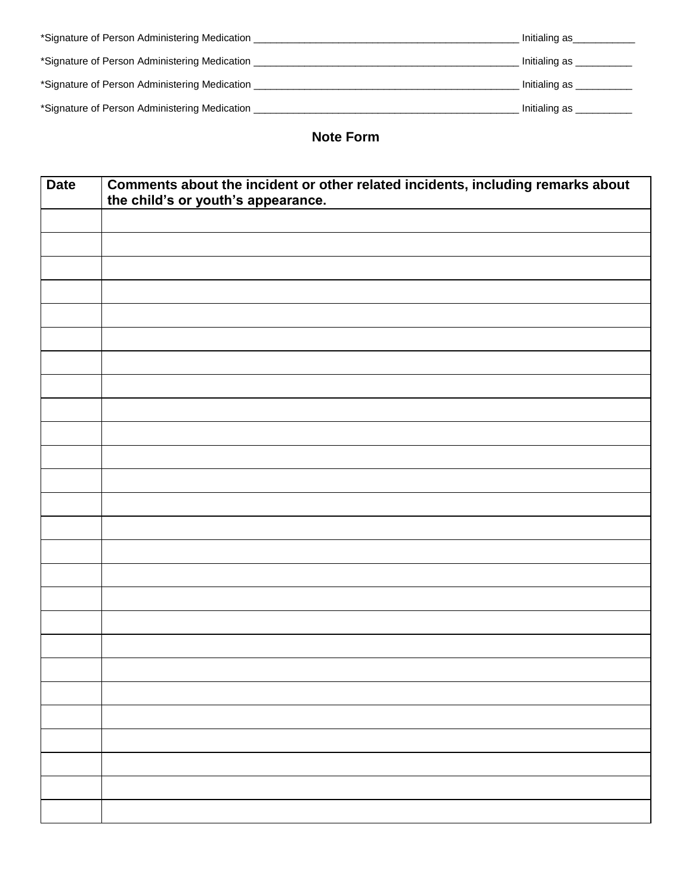*Signature of Person Administering Medication _______________________________________________ Initialing as___________

*Signature of Person Administering Medication _______________________________________________ Initialing as __________

*Signature of Person Administering Medication _______________________________________________ Initialing as __________

*Signature of Person Administering Medication _______________________________________________ Initialing as __________

## Note Form

| Date | Comments about the incident or other related incidents, including remarks about the child's or youth's appearance. |
| --- | --- |
| | |
| | |
| | |
| | |
| | |
| | |
| | |
| | |
| | |
| | |
| | |
| | |
| | |
| | |
| | |
| | |
| | |
| | |
| | |
| | |
| | |
| | |
| | |
| | |
| | |
| | |